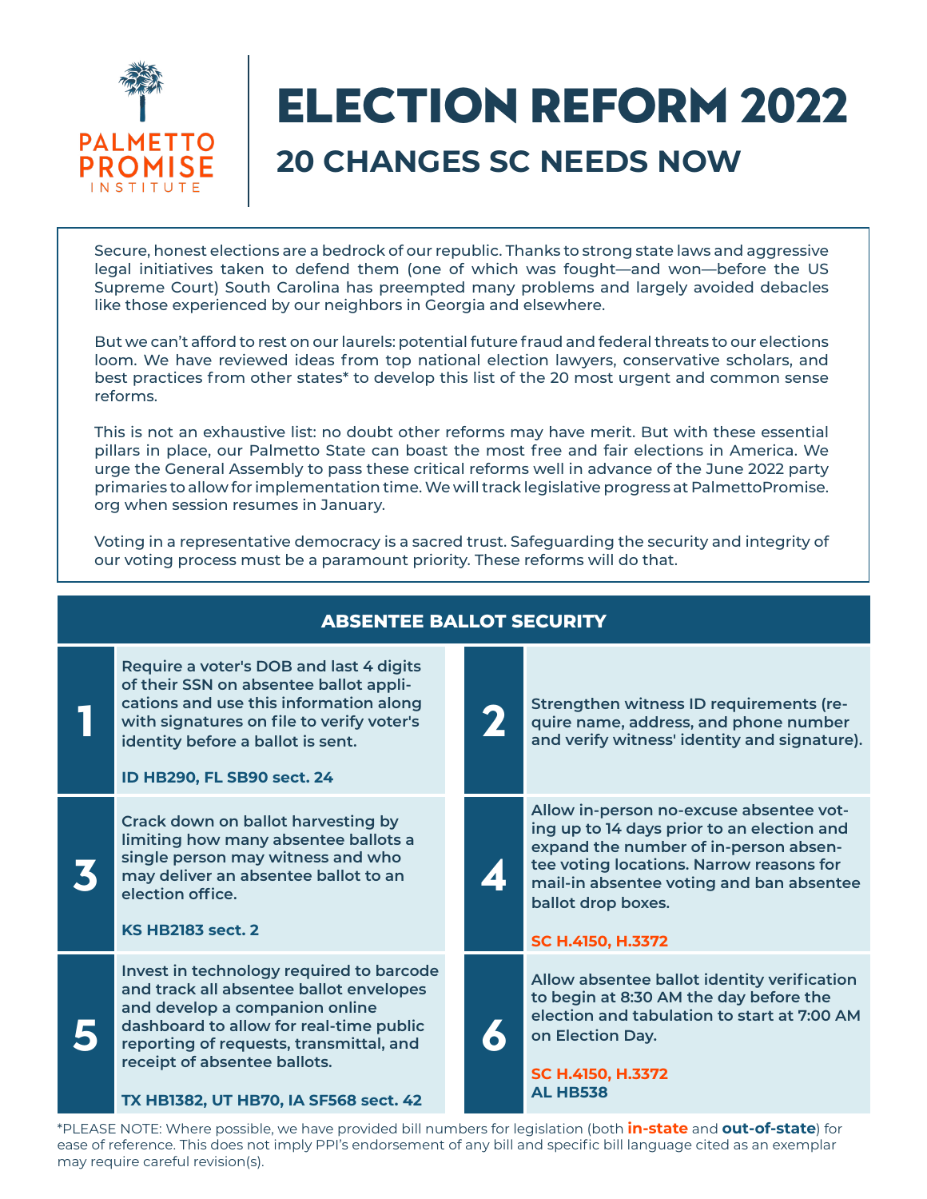PALMETTO PROMISE INSTITUTE

# ELECTION REFORM 2022

## 20 CHANGES SC NEEDS NOW

Secure, honest elections are a bedrock of our republic. Thanks to strong state laws and aggressive legal initiatives taken to defend them (one of which was fought—and won—before the US Supreme Court) South Carolina has preempted many problems and largely avoided debacles like those experienced by our neighbors in Georgia and elsewhere.

But we can't afford to rest on our laurels: potential future fraud and federal threats to our elections loom. We have reviewed ideas from top national election lawyers, conservative scholars, and best practices from other states* to develop this list of the 20 most urgent and common sense reforms.

This is not an exhaustive list: no doubt other reforms may have merit. But with these essential pillars in place, our Palmetto State can boast the most free and fair elections in America. We urge the General Assembly to pass these critical reforms well in advance of the June 2022 party primaries to allow for implementation time. We will track legislative progress at PalmettoPromise.org when session resumes in January.

Voting in a representative democracy is a sacred trust. Safeguarding the security and integrity of our voting process must be a paramount priority. These reforms will do that.

## ABSENTEE BALLOT SECURITY

**1** **Require a voter's DOB and last 4 digits of their SSN on absentee ballot applications and use this information along with signatures on file to verify voter's identity before a ballot is sent.**

**ID HB290, FL SB90 sect. 24**

**2** **Strengthen witness ID requirements (require name, address, and phone number and verify witness' identity and signature).**

**3** **Crack down on ballot harvesting by limiting how many absentee ballots a single person may witness and who may deliver an absentee ballot to an election office.**

**KS HB2183 sect. 2**

**4** **Allow in-person no-excuse absentee voting up to 14 days prior to an election and expand the number of in-person absentee voting locations. Narrow reasons for mail-in absentee voting and ban absentee ballot drop boxes.**

**SC H.4150, H.3372**

**5** **Invest in technology required to barcode and track all absentee ballot envelopes and develop a companion online dashboard to allow for real-time public reporting of requests, transmittal, and receipt of absentee ballots.**

**TX HB1382, UT HB70, IA SF568 sect. 42**

**6** **Allow absentee ballot identity verification to begin at 8:30 AM the day before the election and tabulation to start at 7:00 AM on Election Day.**

**SC H.4150, H.3372**
**AL HB538**

*PLEASE NOTE: Where possible, we have provided bill numbers for legislation (both **in-state** and **out-of-state**) for ease of reference. This does not imply PPI's endorsement of any bill and specific bill language cited as an exemplar may require careful revision(s).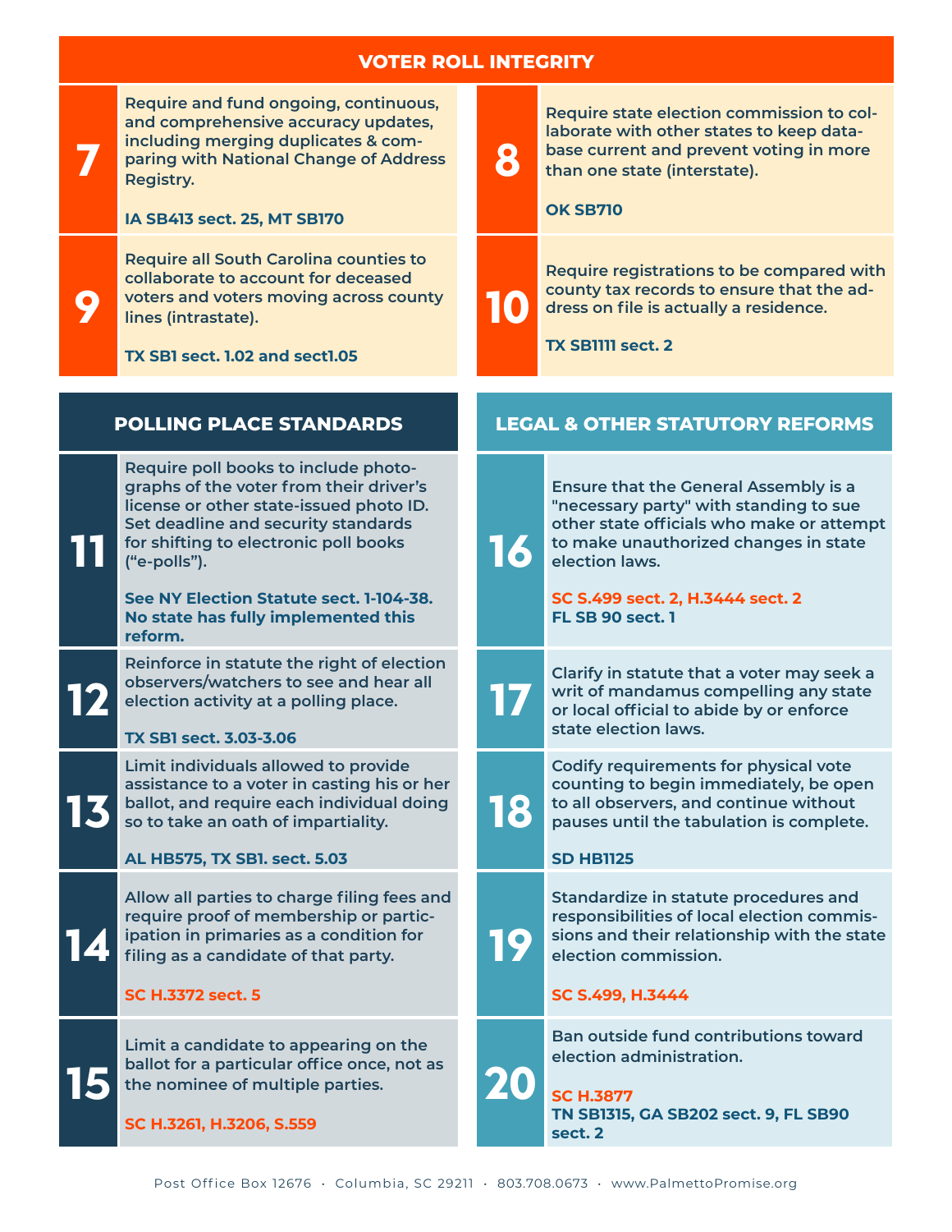## VOTER ROLL INTEGRITY

**7** Require and fund ongoing, continuous, and comprehensive accuracy updates, including merging duplicates & comparing with National Change of Address Registry.

**IA SB413 sect. 25, MT SB170**

**8** Require state election commission to collaborate with other states to keep database current and prevent voting in more than one state (interstate).

**OK SB710**

**9** Require all South Carolina counties to collaborate to account for deceased voters and voters moving across county lines (intrastate).

**TX SB1 sect. 1.02 and sect1.05**

**10** Require registrations to be compared with county tax records to ensure that the address on file is actually a residence.

**TX SB1111 sect. 2**

## POLLING PLACE STANDARDS

**11** Require poll books to include photographs of the voter from their driver's license or other state-issued photo ID. Set deadline and security standards for shifting to electronic poll books ("e-polls").

**See NY Election Statute sect. 1-104-38. No state has fully implemented this reform.**

**12** Reinforce in statute the right of election observers/watchers to see and hear all election activity at a polling place.

**TX SB1 sect. 3.03-3.06**

**13** Limit individuals allowed to provide assistance to a voter in casting his or her ballot, and require each individual doing so to take an oath of impartiality.

**AL HB575, TX SB1. sect. 5.03**

**14** Allow all parties to charge filing fees and require proof of membership or participation in primaries as a condition for filing as a candidate of that party.

**SC H.3372 sect. 5**

**15** Limit a candidate to appearing on the ballot for a particular office once, not as the nominee of multiple parties.

**SC H.3261, H.3206, S.559**

## LEGAL & OTHER STATUTORY REFORMS

**16** Ensure that the General Assembly is a "necessary party" with standing to sue other state officials who make or attempt to make unauthorized changes in state election laws.

**SC S.499 sect. 2, H.3444 sect. 2**
**FL SB 90 sect. 1**

**17** Clarify in statute that a voter may seek a writ of mandamus compelling any state or local official to abide by or enforce state election laws.

**18** Codify requirements for physical vote counting to begin immediately, be open to all observers, and continue without pauses until the tabulation is complete.

**SD HB1125**

**19** Standardize in statute procedures and responsibilities of local election commissions and their relationship with the state election commission.

**SC S.499, H.3444**

**20** Ban outside fund contributions toward election administration.

**SC H.3877**
**TN SB1315, GA SB202 sect. 9, FL SB90 sect. 2**

Post Office Box 12676 · Columbia, SC 29211 · 803.708.0673 · www.PalmettoPromise.org